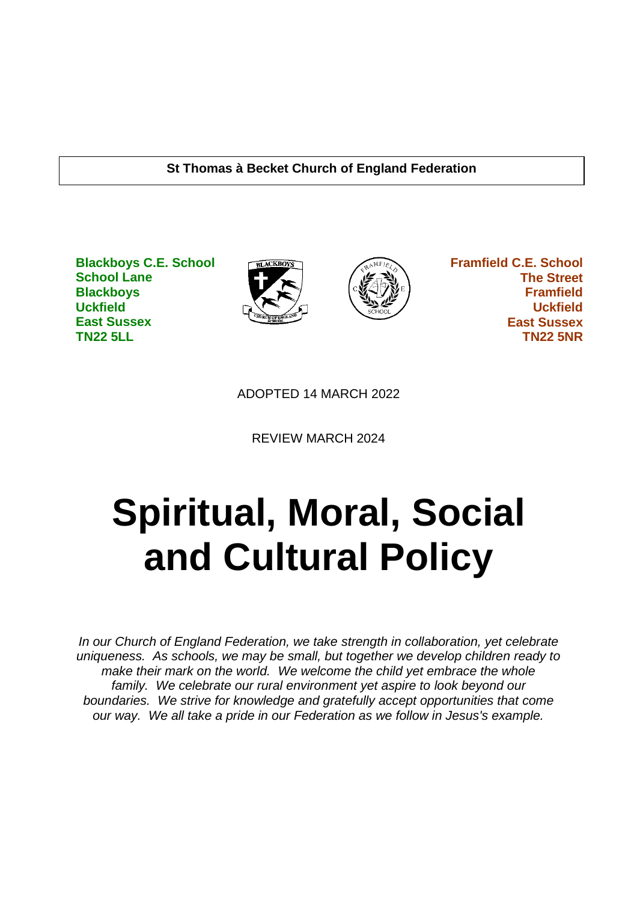**St Thomas à Becket Church of England Federation**

**Blackboys C.E. School**
**School Lane**
**Blackboys**
**Uckfield**
**East Sussex**
**TN22 5LL**

**Framfield C.E. School**
**The Street**
**Framfield**
**Uckfield**
**East Sussex**
**TN22 5NR**

ADOPTED 14 MARCH 2022

REVIEW MARCH 2024

# Spiritual, Moral, Social and Cultural Policy

*In our Church of England Federation, we take strength in collaboration, yet celebrate uniqueness. As schools, we may be small, but together we develop children ready to make their mark on the world. We welcome the child yet embrace the whole family. We celebrate our rural environment yet aspire to look beyond our boundaries. We strive for knowledge and gratefully accept opportunities that come our way. We all take a pride in our Federation as we follow in Jesus's example.*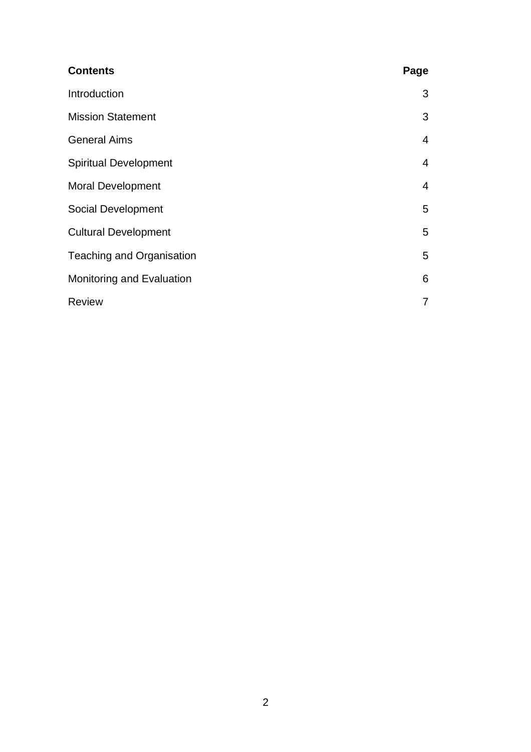| **Contents** | **Page** |
|---|---|
| Introduction | 3 |
| Mission Statement | 3 |
| General Aims | 4 |
| Spiritual Development | 4 |
| Moral Development | 4 |
| Social Development | 5 |
| Cultural Development | 5 |
| Teaching and Organisation | 5 |
| Monitoring and Evaluation | 6 |
| Review | 7 |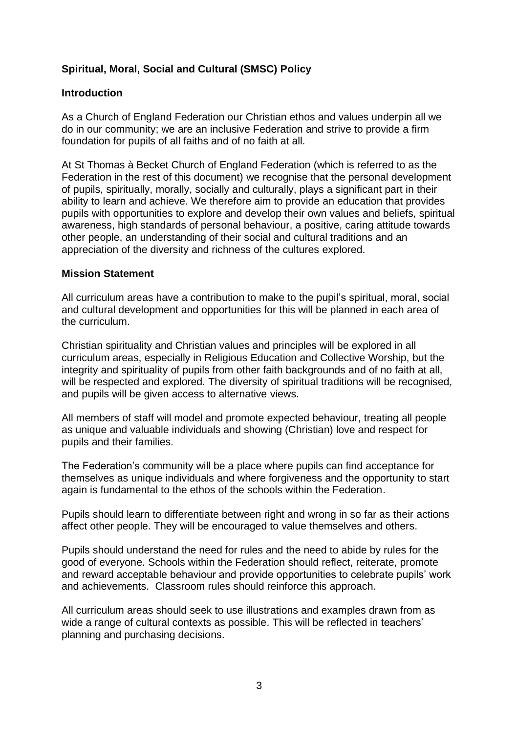**Spiritual, Moral, Social and Cultural (SMSC) Policy**

**Introduction**

As a Church of England Federation our Christian ethos and values underpin all we do in our community; we are an inclusive Federation and strive to provide a firm foundation for pupils of all faiths and of no faith at all.

At St Thomas à Becket Church of England Federation (which is referred to as the Federation in the rest of this document) we recognise that the personal development of pupils, spiritually, morally, socially and culturally, plays a significant part in their ability to learn and achieve. We therefore aim to provide an education that provides pupils with opportunities to explore and develop their own values and beliefs, spiritual awareness, high standards of personal behaviour, a positive, caring attitude towards other people, an understanding of their social and cultural traditions and an appreciation of the diversity and richness of the cultures explored.

**Mission Statement**

All curriculum areas have a contribution to make to the pupil's spiritual, moral, social and cultural development and opportunities for this will be planned in each area of the curriculum.

Christian spirituality and Christian values and principles will be explored in all curriculum areas, especially in Religious Education and Collective Worship, but the integrity and spirituality of pupils from other faith backgrounds and of no faith at all, will be respected and explored. The diversity of spiritual traditions will be recognised, and pupils will be given access to alternative views.

All members of staff will model and promote expected behaviour, treating all people as unique and valuable individuals and showing (Christian) love and respect for pupils and their families.

The Federation's community will be a place where pupils can find acceptance for themselves as unique individuals and where forgiveness and the opportunity to start again is fundamental to the ethos of the schools within the Federation.

Pupils should learn to differentiate between right and wrong in so far as their actions affect other people. They will be encouraged to value themselves and others.

Pupils should understand the need for rules and the need to abide by rules for the good of everyone. Schools within the Federation should reflect, reiterate, promote and reward acceptable behaviour and provide opportunities to celebrate pupils' work and achievements. Classroom rules should reinforce this approach.

All curriculum areas should seek to use illustrations and examples drawn from as wide a range of cultural contexts as possible. This will be reflected in teachers' planning and purchasing decisions.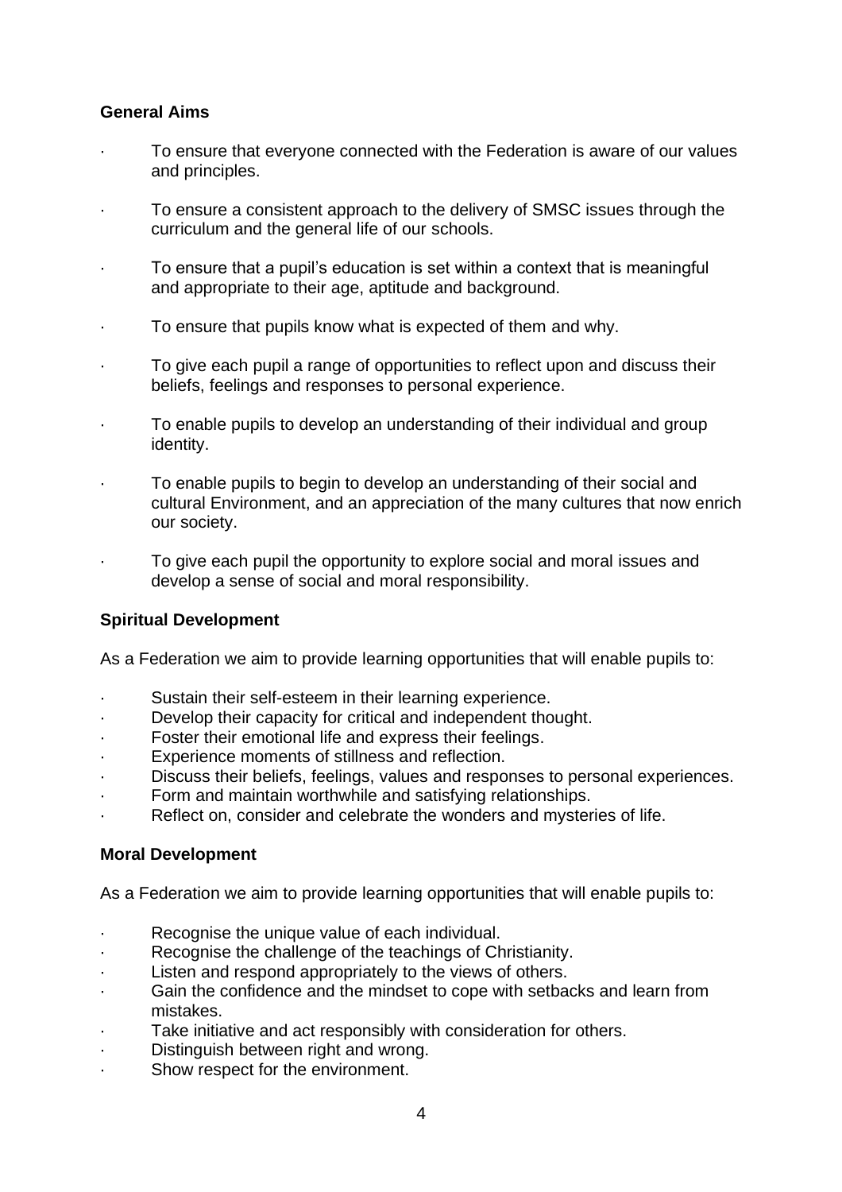**General Aims**

- To ensure that everyone connected with the Federation is aware of our values and principles.
- To ensure a consistent approach to the delivery of SMSC issues through the curriculum and the general life of our schools.
- To ensure that a pupil's education is set within a context that is meaningful and appropriate to their age, aptitude and background.
- To ensure that pupils know what is expected of them and why.
- To give each pupil a range of opportunities to reflect upon and discuss their beliefs, feelings and responses to personal experience.
- To enable pupils to develop an understanding of their individual and group identity.
- To enable pupils to begin to develop an understanding of their social and cultural Environment, and an appreciation of the many cultures that now enrich our society.
- To give each pupil the opportunity to explore social and moral issues and develop a sense of social and moral responsibility.

**Spiritual Development**

As a Federation we aim to provide learning opportunities that will enable pupils to:

- Sustain their self-esteem in their learning experience.
- Develop their capacity for critical and independent thought.
- Foster their emotional life and express their feelings.
- Experience moments of stillness and reflection.
- Discuss their beliefs, feelings, values and responses to personal experiences.
- Form and maintain worthwhile and satisfying relationships.
- Reflect on, consider and celebrate the wonders and mysteries of life.

**Moral Development**

As a Federation we aim to provide learning opportunities that will enable pupils to:

- Recognise the unique value of each individual.
- Recognise the challenge of the teachings of Christianity.
- Listen and respond appropriately to the views of others.
- Gain the confidence and the mindset to cope with setbacks and learn from mistakes.
- Take initiative and act responsibly with consideration for others.
- Distinguish between right and wrong.
- Show respect for the environment.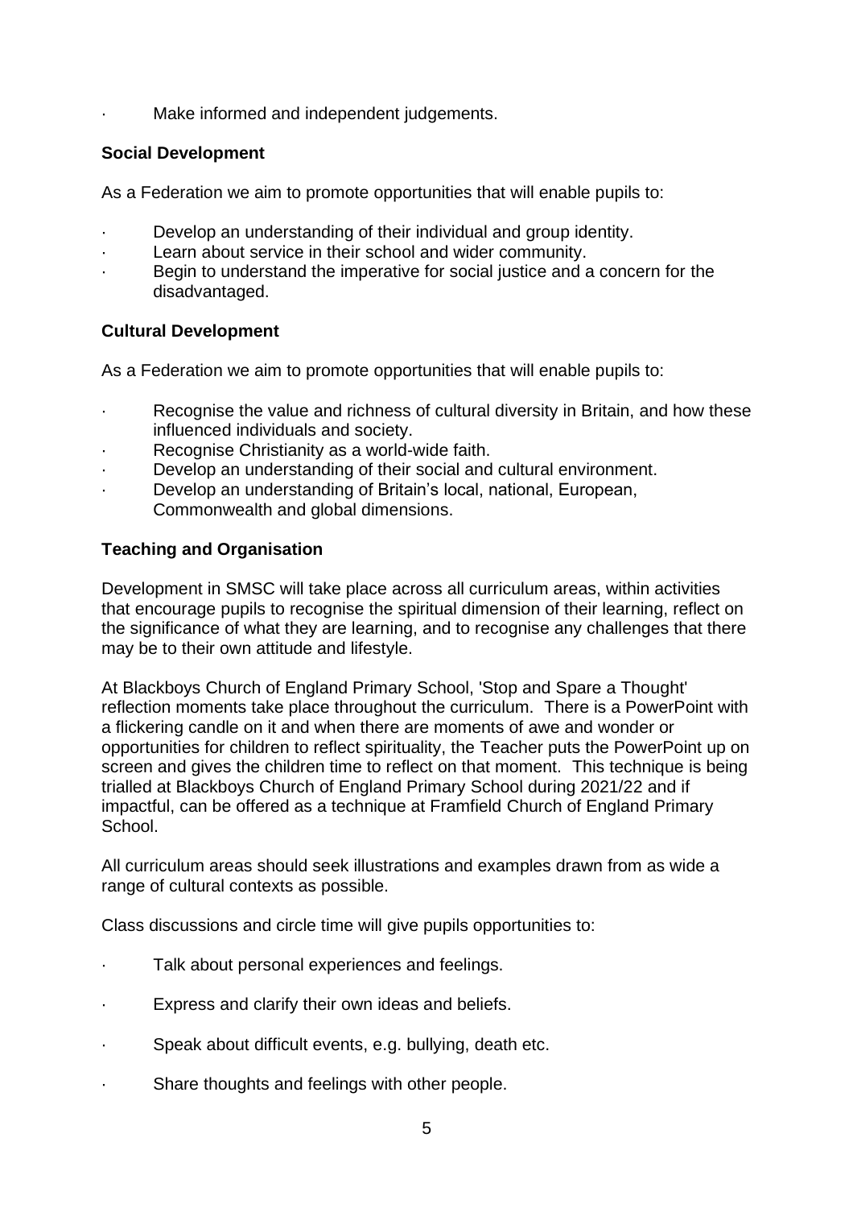- Make informed and independent judgements.

**Social Development**

As a Federation we aim to promote opportunities that will enable pupils to:

- Develop an understanding of their individual and group identity.
- Learn about service in their school and wider community.
- Begin to understand the imperative for social justice and a concern for the disadvantaged.

**Cultural Development**

As a Federation we aim to promote opportunities that will enable pupils to:

- Recognise the value and richness of cultural diversity in Britain, and how these influenced individuals and society.
- Recognise Christianity as a world-wide faith.
- Develop an understanding of their social and cultural environment.
- Develop an understanding of Britain's local, national, European, Commonwealth and global dimensions.

**Teaching and Organisation**

Development in SMSC will take place across all curriculum areas, within activities that encourage pupils to recognise the spiritual dimension of their learning, reflect on the significance of what they are learning, and to recognise any challenges that there may be to their own attitude and lifestyle.

At Blackboys Church of England Primary School, 'Stop and Spare a Thought' reflection moments take place throughout the curriculum. There is a PowerPoint with a flickering candle on it and when there are moments of awe and wonder or opportunities for children to reflect spirituality, the Teacher puts the PowerPoint up on screen and gives the children time to reflect on that moment. This technique is being trialled at Blackboys Church of England Primary School during 2021/22 and if impactful, can be offered as a technique at Framfield Church of England Primary School.

All curriculum areas should seek illustrations and examples drawn from as wide a range of cultural contexts as possible.

Class discussions and circle time will give pupils opportunities to:

- Talk about personal experiences and feelings.
- Express and clarify their own ideas and beliefs.
- Speak about difficult events, e.g. bullying, death etc.
- Share thoughts and feelings with other people.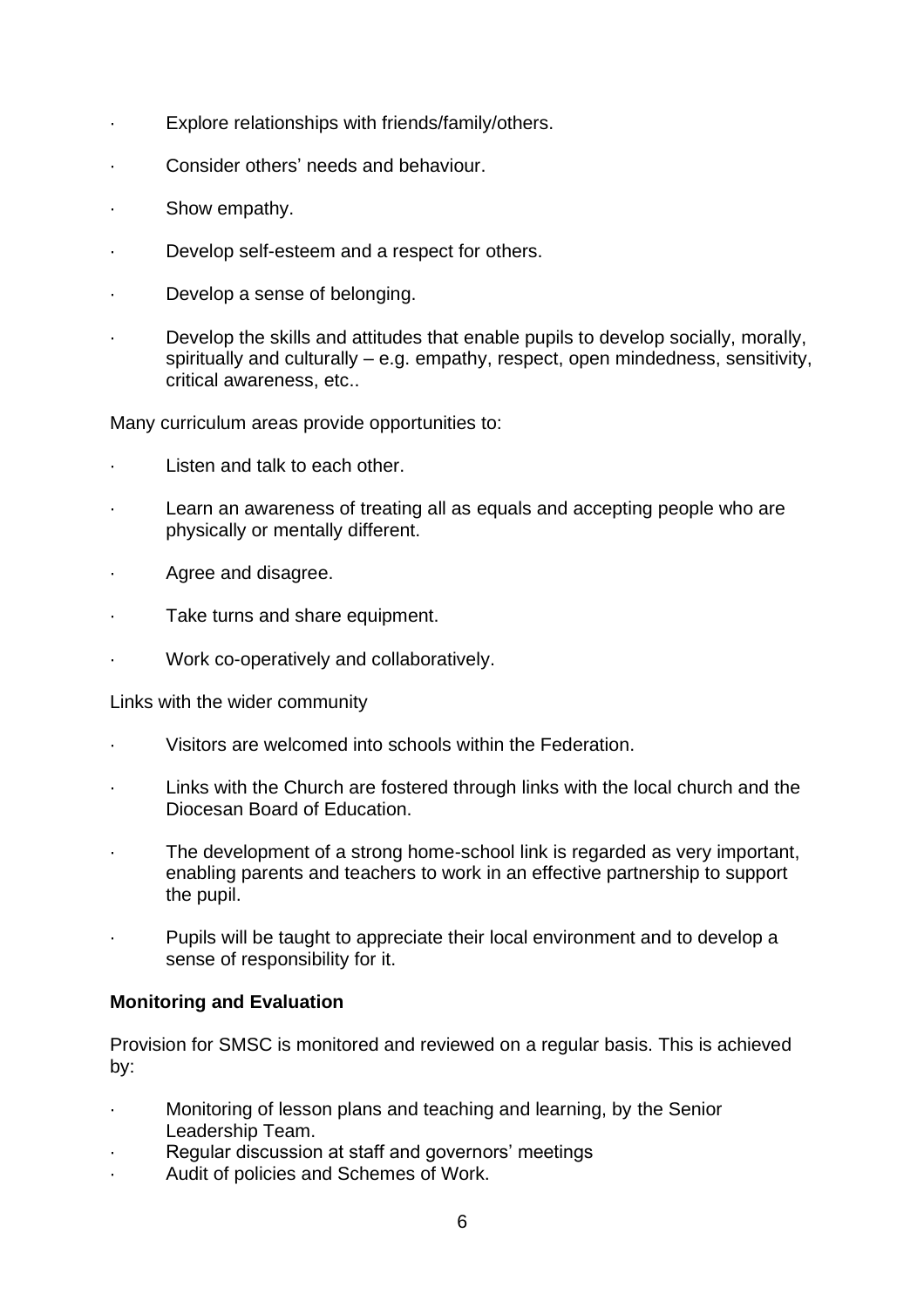- Explore relationships with friends/family/others.
- Consider others' needs and behaviour.
- Show empathy.
- Develop self-esteem and a respect for others.
- Develop a sense of belonging.
- Develop the skills and attitudes that enable pupils to develop socially, morally, spiritually and culturally – e.g. empathy, respect, open mindedness, sensitivity, critical awareness, etc..

Many curriculum areas provide opportunities to:

- Listen and talk to each other.
- Learn an awareness of treating all as equals and accepting people who are physically or mentally different.
- Agree and disagree.
- Take turns and share equipment.
- Work co-operatively and collaboratively.

Links with the wider community

- Visitors are welcomed into schools within the Federation.
- Links with the Church are fostered through links with the local church and the Diocesan Board of Education.
- The development of a strong home-school link is regarded as very important, enabling parents and teachers to work in an effective partnership to support the pupil.
- Pupils will be taught to appreciate their local environment and to develop a sense of responsibility for it.

**Monitoring and Evaluation**

Provision for SMSC is monitored and reviewed on a regular basis. This is achieved by:

- Monitoring of lesson plans and teaching and learning, by the Senior Leadership Team.
- Regular discussion at staff and governors' meetings
- Audit of policies and Schemes of Work.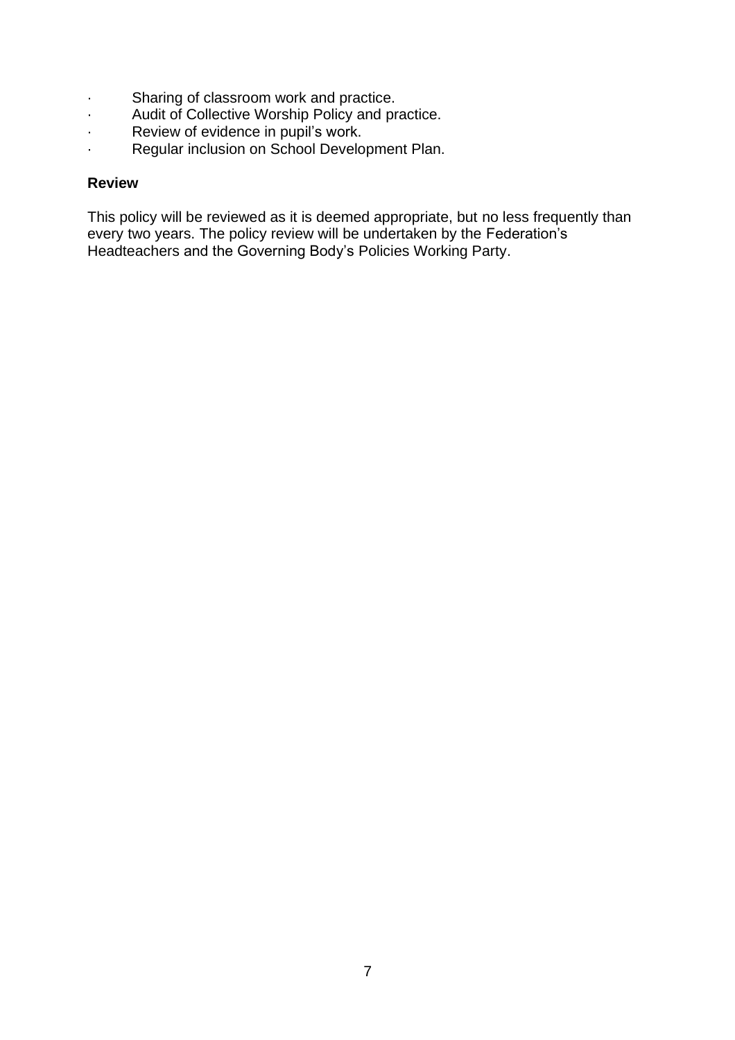- Sharing of classroom work and practice.
- Audit of Collective Worship Policy and practice.
- Review of evidence in pupil's work.
- Regular inclusion on School Development Plan.

**Review**

This policy will be reviewed as it is deemed appropriate, but no less frequently than every two years. The policy review will be undertaken by the Federation's Headteachers and the Governing Body's Policies Working Party.